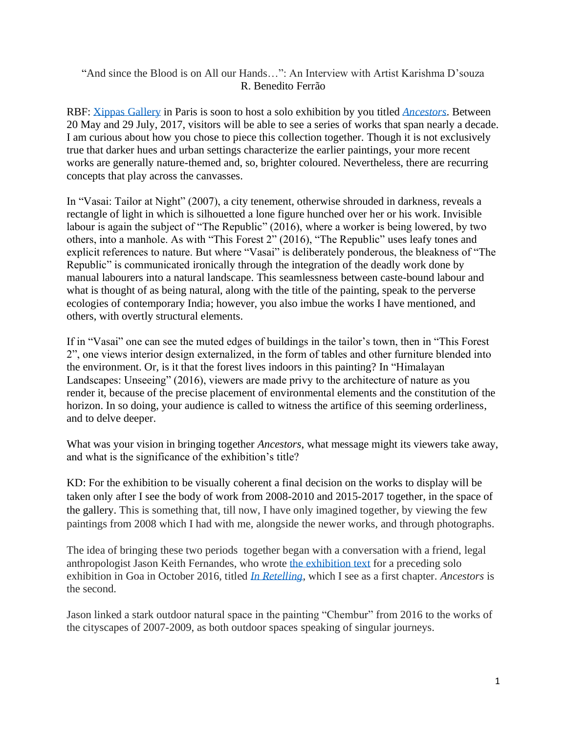# "And since the Blood is on All our Hands…": An Interview with Artist Karishma D'souza

R. Benedito Ferrão

RBF: Xippas Gallery in Paris is soon to host a solo exhibition by you titled *Ancestors*. Between 20 May and 29 July, 2017, visitors will be able to see a series of works that span nearly a decade. I am curious about how you chose to piece this collection together. Though it is not exclusively true that darker hues and urban settings characterize the earlier paintings, your more recent works are generally nature-themed and, so, brighter coloured. Nevertheless, there are recurring concepts that play across the canvasses.

In "Vasai: Tailor at Night" (2007), a city tenement, otherwise shrouded in darkness, reveals a rectangle of light in which is silhouetted a lone figure hunched over her or his work. Invisible labour is again the subject of "The Republic" (2016), where a worker is being lowered, by two others, into a manhole. As with "This Forest 2" (2016), "The Republic" uses leafy tones and explicit references to nature. But where "Vasai" is deliberately ponderous, the bleakness of "The Republic" is communicated ironically through the integration of the deadly work done by manual labourers into a natural landscape. This seamlessness between caste-bound labour and what is thought of as being natural, along with the title of the painting, speak to the perverse ecologies of contemporary India; however, you also imbue the works I have mentioned, and others, with overtly structural elements.

If in "Vasai" one can see the muted edges of buildings in the tailor's town, then in "This Forest 2", one views interior design externalized, in the form of tables and other furniture blended into the environment. Or, is it that the forest lives indoors in this painting? In "Himalayan Landscapes: Unseeing" (2016), viewers are made privy to the architecture of nature as you render it, because of the precise placement of environmental elements and the constitution of the horizon. In so doing, your audience is called to witness the artifice of this seeming orderliness, and to delve deeper.

What was your vision in bringing together *Ancestors*, what message might its viewers take away, and what is the significance of the exhibition's title?

KD: For the exhibition to be visually coherent a final decision on the works to display will be taken only after I see the body of work from 2008-2010 and 2015-2017 together, in the space of the gallery. This is something that, till now, I have only imagined together, by viewing the few paintings from 2008 which I had with me, alongside the newer works, and through photographs.

The idea of bringing these two periods together began with a conversation with a friend, legal anthropologist Jason Keith Fernandes, who wrote the exhibition text for a preceding solo exhibition in Goa in October 2016, titled *In Retelling*, which I see as a first chapter. *Ancestors* is the second.

Jason linked a stark outdoor natural space in the painting "Chembur" from 2016 to the works of the cityscapes of 2007-2009, as both outdoor spaces speaking of singular journeys.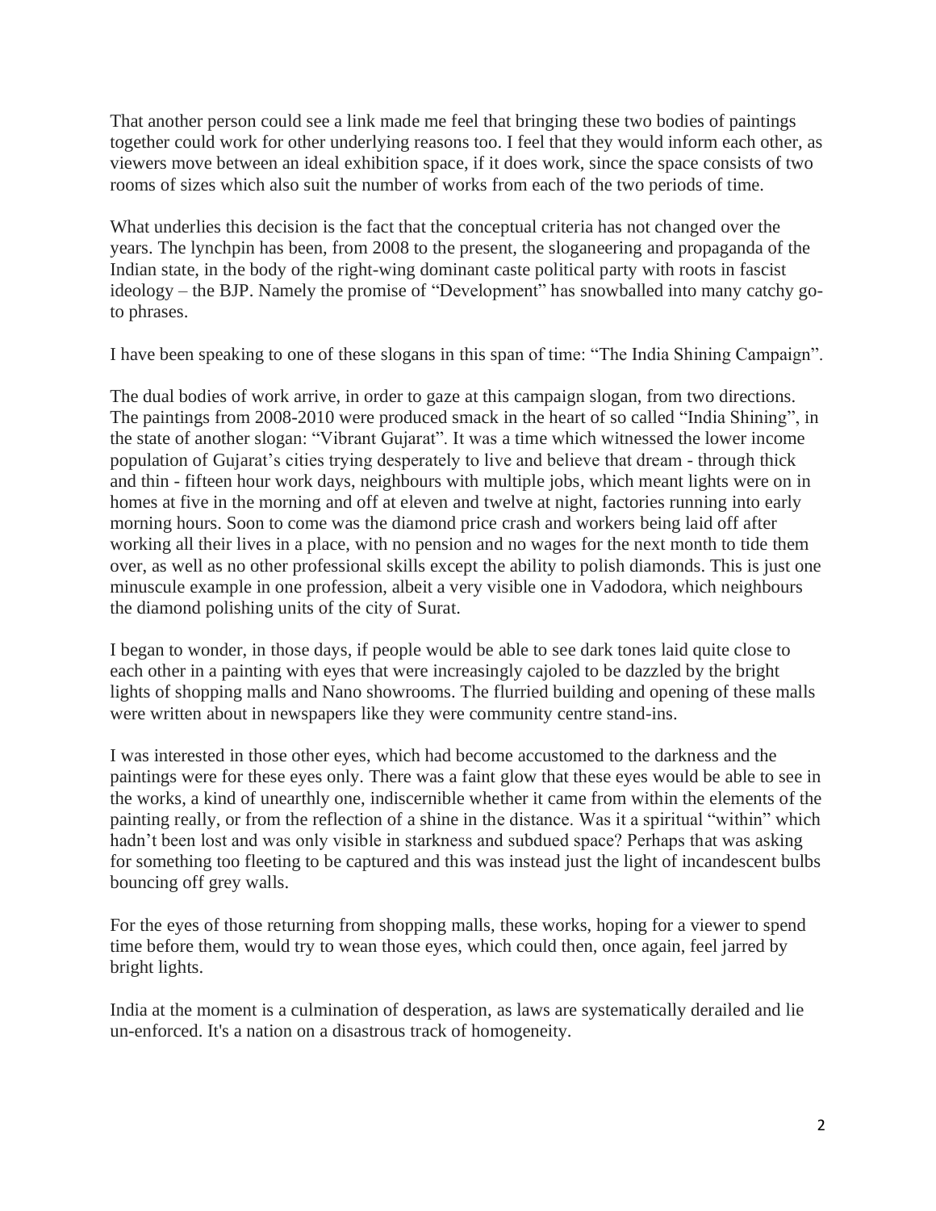That another person could see a link made me feel that bringing these two bodies of paintings together could work for other underlying reasons too. I feel that they would inform each other, as viewers move between an ideal exhibition space, if it does work, since the space consists of two rooms of sizes which also suit the number of works from each of the two periods of time.

What underlies this decision is the fact that the conceptual criteria has not changed over the years. The lynchpin has been, from 2008 to the present, the sloganeering and propaganda of the Indian state, in the body of the right-wing dominant caste political party with roots in fascist ideology – the BJP. Namely the promise of "Development" has snowballed into many catchy go-to phrases.

I have been speaking to one of these slogans in this span of time: "The India Shining Campaign".

The dual bodies of work arrive, in order to gaze at this campaign slogan, from two directions. The paintings from 2008-2010 were produced smack in the heart of so called "India Shining", in the state of another slogan: "Vibrant Gujarat". It was a time which witnessed the lower income population of Gujarat's cities trying desperately to live and believe that dream - through thick and thin - fifteen hour work days, neighbours with multiple jobs, which meant lights were on in homes at five in the morning and off at eleven and twelve at night, factories running into early morning hours. Soon to come was the diamond price crash and workers being laid off after working all their lives in a place, with no pension and no wages for the next month to tide them over, as well as no other professional skills except the ability to polish diamonds. This is just one minuscule example in one profession, albeit a very visible one in Vadodora, which neighbours the diamond polishing units of the city of Surat.

I began to wonder, in those days, if people would be able to see dark tones laid quite close to each other in a painting with eyes that were increasingly cajoled to be dazzled by the bright lights of shopping malls and Nano showrooms. The flurried building and opening of these malls were written about in newspapers like they were community centre stand-ins.

I was interested in those other eyes, which had become accustomed to the darkness and the paintings were for these eyes only. There was a faint glow that these eyes would be able to see in the works, a kind of unearthly one, indiscernible whether it came from within the elements of the painting really, or from the reflection of a shine in the distance. Was it a spiritual "within" which hadn't been lost and was only visible in starkness and subdued space? Perhaps that was asking for something too fleeting to be captured and this was instead just the light of incandescent bulbs bouncing off grey walls.

For the eyes of those returning from shopping malls, these works, hoping for a viewer to spend time before them, would try to wean those eyes, which could then, once again, feel jarred by bright lights.

India at the moment is a culmination of desperation, as laws are systematically derailed and lie un-enforced. It's a nation on a disastrous track of homogeneity.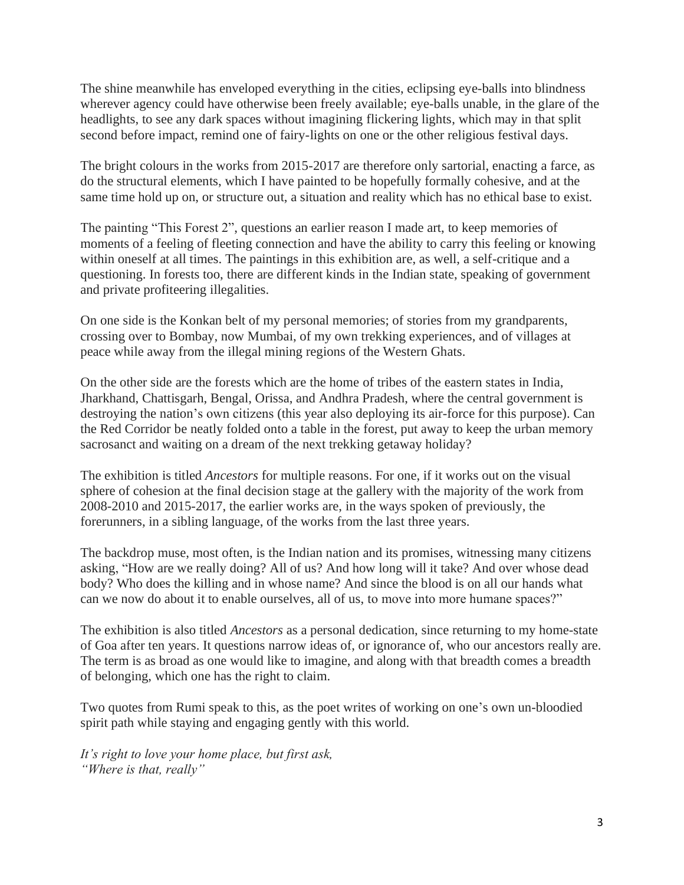The shine meanwhile has enveloped everything in the cities, eclipsing eye-balls into blindness wherever agency could have otherwise been freely available; eye-balls unable, in the glare of the headlights, to see any dark spaces without imagining flickering lights, which may in that split second before impact, remind one of fairy-lights on one or the other religious festival days.

The bright colours in the works from 2015-2017 are therefore only sartorial, enacting a farce, as do the structural elements, which I have painted to be hopefully formally cohesive, and at the same time hold up on, or structure out, a situation and reality which has no ethical base to exist.

The painting "This Forest 2", questions an earlier reason I made art, to keep memories of moments of a feeling of fleeting connection and have the ability to carry this feeling or knowing within oneself at all times. The paintings in this exhibition are, as well, a self-critique and a questioning. In forests too, there are different kinds in the Indian state, speaking of government and private profiteering illegalities.

On one side is the Konkan belt of my personal memories; of stories from my grandparents, crossing over to Bombay, now Mumbai, of my own trekking experiences, and of villages at peace while away from the illegal mining regions of the Western Ghats.

On the other side are the forests which are the home of tribes of the eastern states in India, Jharkhand, Chattisgarh, Bengal, Orissa, and Andhra Pradesh, where the central government is destroying the nation's own citizens (this year also deploying its air-force for this purpose). Can the Red Corridor be neatly folded onto a table in the forest, put away to keep the urban memory sacrosanct and waiting on a dream of the next trekking getaway holiday?

The exhibition is titled *Ancestors* for multiple reasons. For one, if it works out on the visual sphere of cohesion at the final decision stage at the gallery with the majority of the work from 2008-2010 and 2015-2017, the earlier works are, in the ways spoken of previously, the forerunners, in a sibling language, of the works from the last three years.

The backdrop muse, most often, is the Indian nation and its promises, witnessing many citizens asking, "How are we really doing? All of us? And how long will it take? And over whose dead body? Who does the killing and in whose name? And since the blood is on all our hands what can we now do about it to enable ourselves, all of us, to move into more humane spaces?"

The exhibition is also titled *Ancestors* as a personal dedication, since returning to my home-state of Goa after ten years. It questions narrow ideas of, or ignorance of, who our ancestors really are. The term is as broad as one would like to imagine, and along with that breadth comes a breadth of belonging, which one has the right to claim.

Two quotes from Rumi speak to this, as the poet writes of working on one's own un-bloodied spirit path while staying and engaging gently with this world.

*It's right to love your home place, but first ask,*
*"Where is that, really"*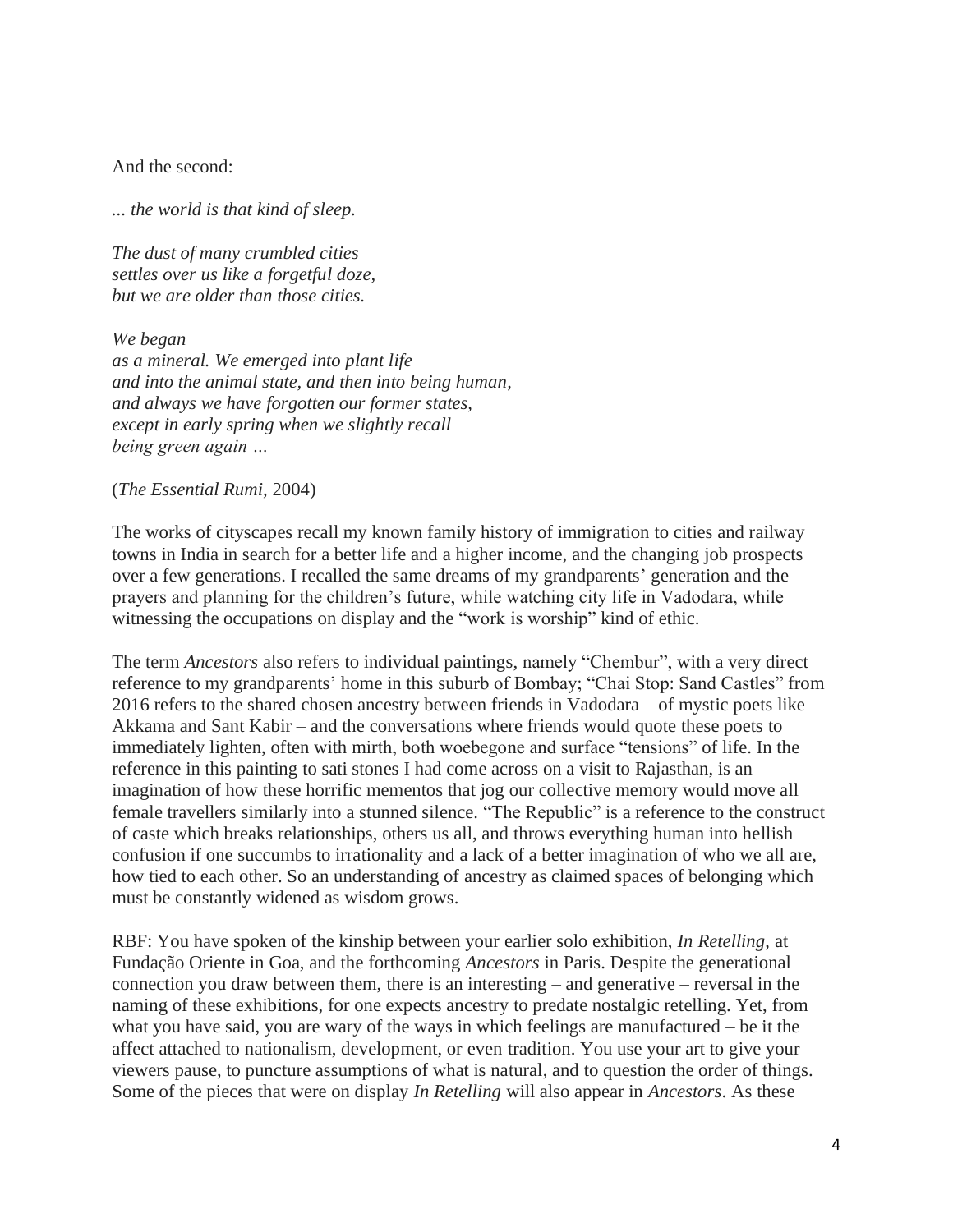And the second:

*... the world is that kind of sleep.*

*The dust of many crumbled cities*
*settles over us like a forgetful doze,*
*but we are older than those cities.*

*We began*
*as a mineral. We emerged into plant life*
*and into the animal state, and then into being human,*
*and always we have forgotten our former states,*
*except in early spring when we slightly recall*
*being green again …*

(*The Essential Rumi*, 2004)

The works of cityscapes recall my known family history of immigration to cities and railway towns in India in search for a better life and a higher income, and the changing job prospects over a few generations. I recalled the same dreams of my grandparents' generation and the prayers and planning for the children's future, while watching city life in Vadodara, while witnessing the occupations on display and the "work is worship" kind of ethic.

The term *Ancestors* also refers to individual paintings, namely "Chembur", with a very direct reference to my grandparents' home in this suburb of Bombay; "Chai Stop: Sand Castles" from 2016 refers to the shared chosen ancestry between friends in Vadodara – of mystic poets like Akkama and Sant Kabir – and the conversations where friends would quote these poets to immediately lighten, often with mirth, both woebegone and surface "tensions" of life. In the reference in this painting to sati stones I had come across on a visit to Rajasthan, is an imagination of how these horrific mementos that jog our collective memory would move all female travellers similarly into a stunned silence. "The Republic" is a reference to the construct of caste which breaks relationships, others us all, and throws everything human into hellish confusion if one succumbs to irrationality and a lack of a better imagination of who we all are, how tied to each other. So an understanding of ancestry as claimed spaces of belonging which must be constantly widened as wisdom grows.

RBF: You have spoken of the kinship between your earlier solo exhibition, *In Retelling*, at Fundação Oriente in Goa, and the forthcoming *Ancestors* in Paris. Despite the generational connection you draw between them, there is an interesting – and generative – reversal in the naming of these exhibitions, for one expects ancestry to predate nostalgic retelling. Yet, from what you have said, you are wary of the ways in which feelings are manufactured – be it the affect attached to nationalism, development, or even tradition. You use your art to give your viewers pause, to puncture assumptions of what is natural, and to question the order of things. Some of the pieces that were on display *In Retelling* will also appear in *Ancestors*. As these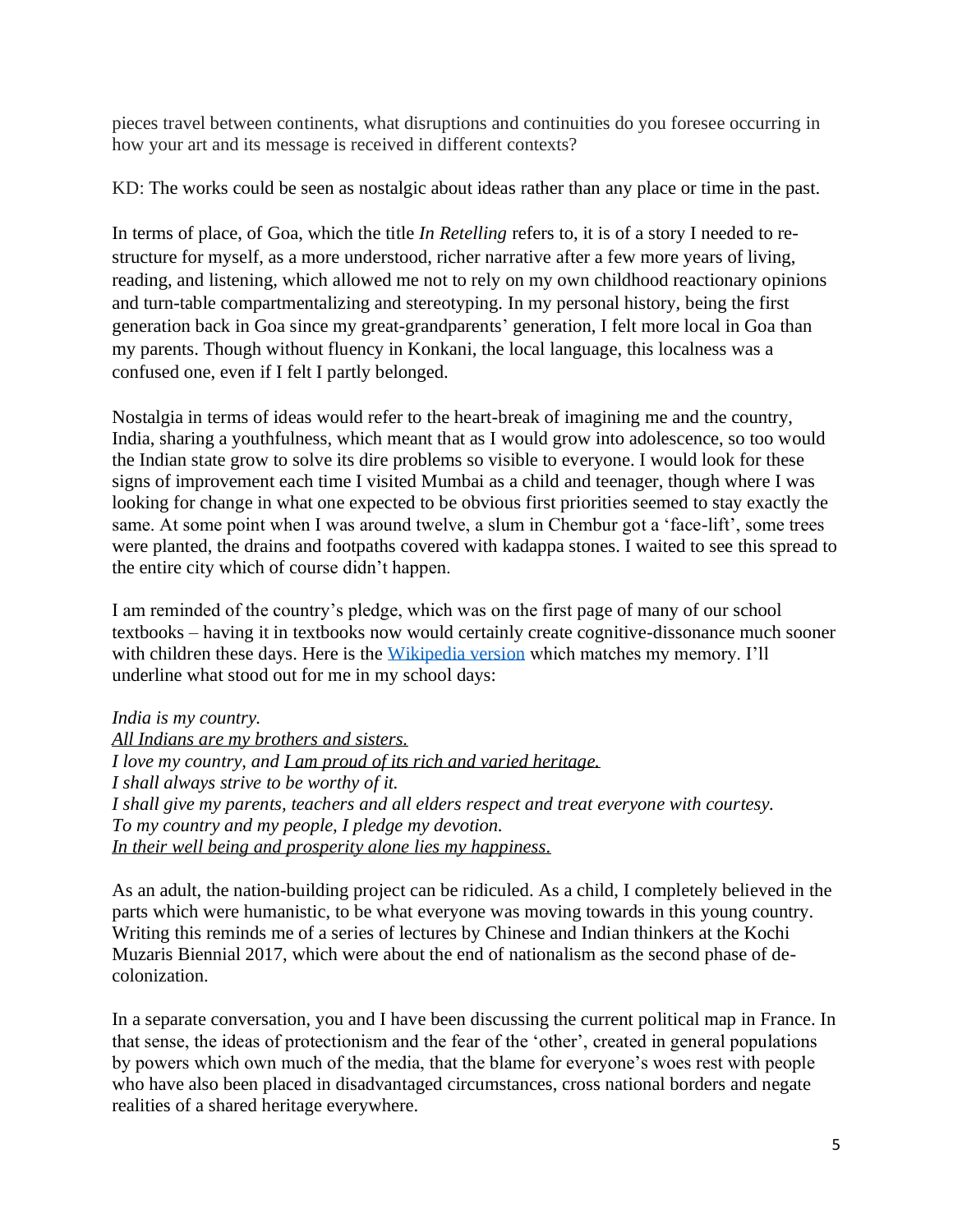pieces travel between continents, what disruptions and continuities do you foresee occurring in how your art and its message is received in different contexts?

KD: The works could be seen as nostalgic about ideas rather than any place or time in the past.

In terms of place, of Goa, which the title *In Retelling* refers to, it is of a story I needed to re-structure for myself, as a more understood, richer narrative after a few more years of living, reading, and listening, which allowed me not to rely on my own childhood reactionary opinions and turn-table compartmentalizing and stereotyping. In my personal history, being the first generation back in Goa since my great-grandparents' generation, I felt more local in Goa than my parents. Though without fluency in Konkani, the local language, this localness was a confused one, even if I felt I partly belonged.

Nostalgia in terms of ideas would refer to the heart-break of imagining me and the country, India, sharing a youthfulness, which meant that as I would grow into adolescence, so too would the Indian state grow to solve its dire problems so visible to everyone. I would look for these signs of improvement each time I visited Mumbai as a child and teenager, though where I was looking for change in what one expected to be obvious first priorities seemed to stay exactly the same. At some point when I was around twelve, a slum in Chembur got a 'face-lift', some trees were planted, the drains and footpaths covered with kadappa stones. I waited to see this spread to the entire city which of course didn't happen.

I am reminded of the country's pledge, which was on the first page of many of our school textbooks – having it in textbooks now would certainly create cognitive-dissonance much sooner with children these days. Here is the Wikipedia version which matches my memory. I'll underline what stood out for me in my school days:

*India is my country.*
*<u>All Indians are my brothers and sisters.</u>*
*I love my country, and <u>I am proud of its rich and varied heritage.</u>*
*I shall always strive to be worthy of it.*
*I shall give my parents, teachers and all elders respect and treat everyone with courtesy.*
*To my country and my people, I pledge my devotion.*
*<u>In their well being and prosperity alone lies my happiness.</u>*

As an adult, the nation-building project can be ridiculed. As a child, I completely believed in the parts which were humanistic, to be what everyone was moving towards in this young country. Writing this reminds me of a series of lectures by Chinese and Indian thinkers at the Kochi Muzaris Biennial 2017, which were about the end of nationalism as the second phase of de-colonization.

In a separate conversation, you and I have been discussing the current political map in France. In that sense, the ideas of protectionism and the fear of the 'other', created in general populations by powers which own much of the media, that the blame for everyone's woes rest with people who have also been placed in disadvantaged circumstances, cross national borders and negate realities of a shared heritage everywhere.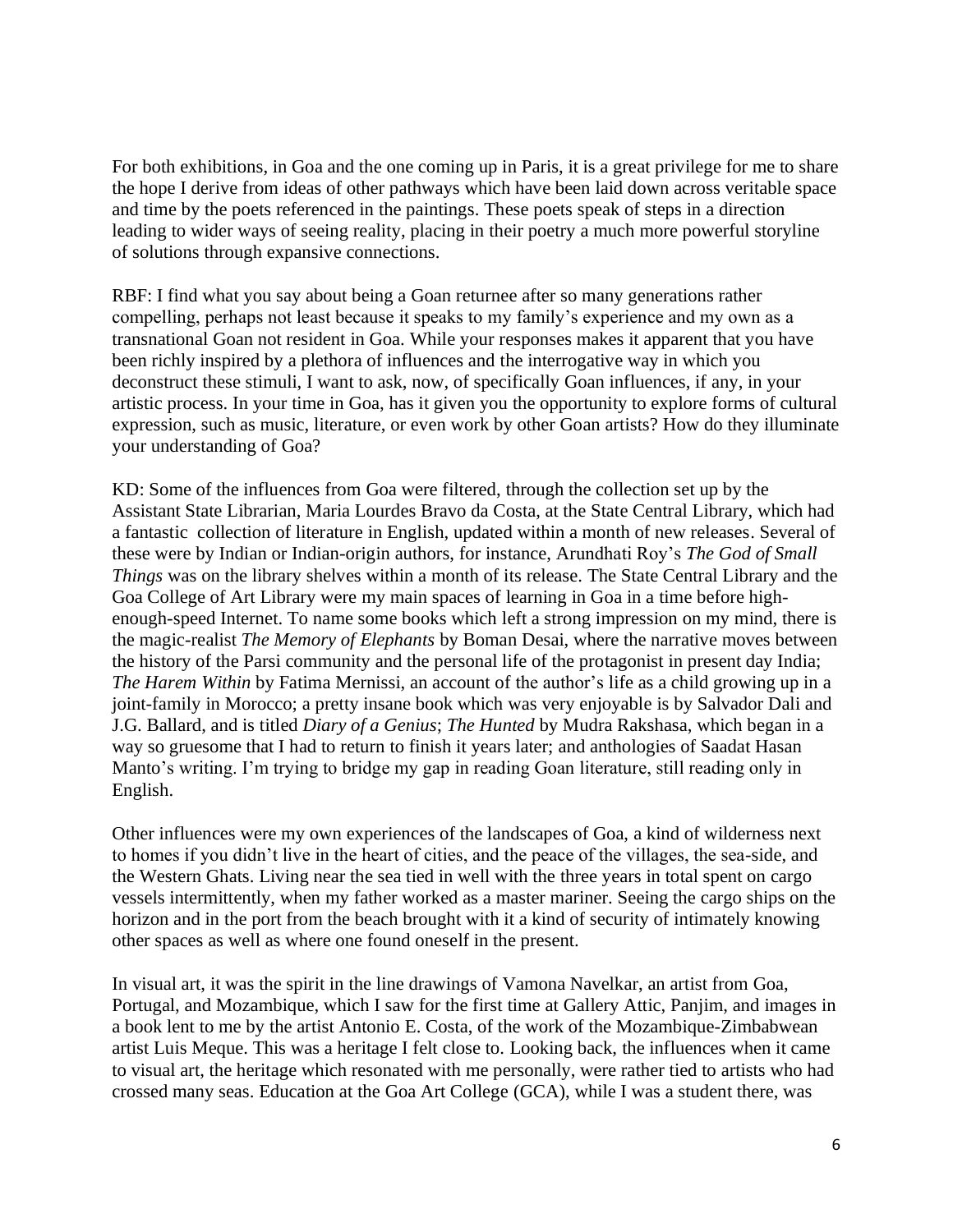For both exhibitions, in Goa and the one coming up in Paris, it is a great privilege for me to share the hope I derive from ideas of other pathways which have been laid down across veritable space and time by the poets referenced in the paintings. These poets speak of steps in a direction leading to wider ways of seeing reality, placing in their poetry a much more powerful storyline of solutions through expansive connections.

RBF: I find what you say about being a Goan returnee after so many generations rather compelling, perhaps not least because it speaks to my family's experience and my own as a transnational Goan not resident in Goa. While your responses makes it apparent that you have been richly inspired by a plethora of influences and the interrogative way in which you deconstruct these stimuli, I want to ask, now, of specifically Goan influences, if any, in your artistic process. In your time in Goa, has it given you the opportunity to explore forms of cultural expression, such as music, literature, or even work by other Goan artists? How do they illuminate your understanding of Goa?

KD: Some of the influences from Goa were filtered, through the collection set up by the Assistant State Librarian, Maria Lourdes Bravo da Costa, at the State Central Library, which had a fantastic collection of literature in English, updated within a month of new releases. Several of these were by Indian or Indian-origin authors, for instance, Arundhati Roy's *The God of Small Things* was on the library shelves within a month of its release. The State Central Library and the Goa College of Art Library were my main spaces of learning in Goa in a time before high-enough-speed Internet. To name some books which left a strong impression on my mind, there is the magic-realist *The Memory of Elephants* by Boman Desai, where the narrative moves between the history of the Parsi community and the personal life of the protagonist in present day India; *The Harem Within* by Fatima Mernissi, an account of the author's life as a child growing up in a joint-family in Morocco; a pretty insane book which was very enjoyable is by Salvador Dali and J.G. Ballard, and is titled *Diary of a Genius*; *The Hunted* by Mudra Rakshasa, which began in a way so gruesome that I had to return to finish it years later; and anthologies of Saadat Hasan Manto's writing. I'm trying to bridge my gap in reading Goan literature, still reading only in English.

Other influences were my own experiences of the landscapes of Goa, a kind of wilderness next to homes if you didn't live in the heart of cities, and the peace of the villages, the sea-side, and the Western Ghats. Living near the sea tied in well with the three years in total spent on cargo vessels intermittently, when my father worked as a master mariner. Seeing the cargo ships on the horizon and in the port from the beach brought with it a kind of security of intimately knowing other spaces as well as where one found oneself in the present.

In visual art, it was the spirit in the line drawings of Vamona Navelkar, an artist from Goa, Portugal, and Mozambique, which I saw for the first time at Gallery Attic, Panjim, and images in a book lent to me by the artist Antonio E. Costa, of the work of the Mozambique-Zimbabwean artist Luis Meque. This was a heritage I felt close to. Looking back, the influences when it came to visual art, the heritage which resonated with me personally, were rather tied to artists who had crossed many seas. Education at the Goa Art College (GCA), while I was a student there, was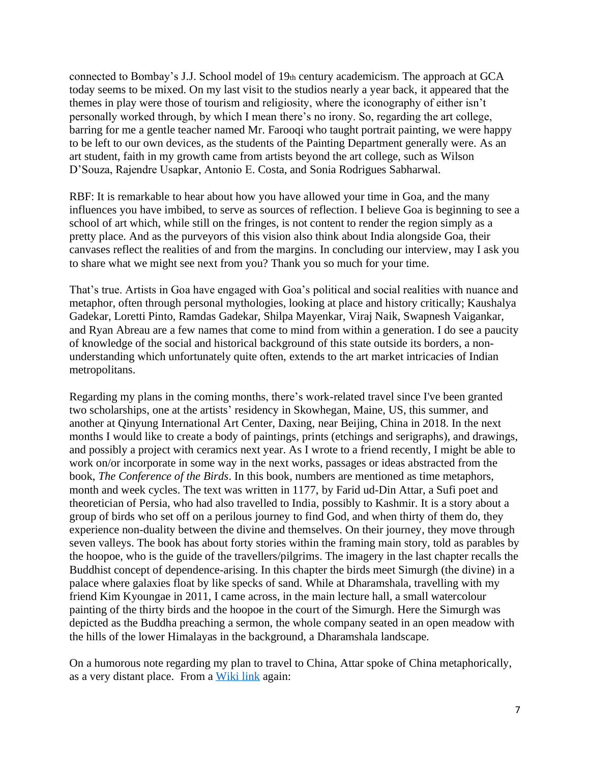connected to Bombay's J.J. School model of 19th century academicism. The approach at GCA today seems to be mixed. On my last visit to the studios nearly a year back, it appeared that the themes in play were those of tourism and religiosity, where the iconography of either isn't personally worked through, by which I mean there's no irony. So, regarding the art college, barring for me a gentle teacher named Mr. Farooqi who taught portrait painting, we were happy to be left to our own devices, as the students of the Painting Department generally were. As an art student, faith in my growth came from artists beyond the art college, such as Wilson D'Souza, Rajendre Usapkar, Antonio E. Costa, and Sonia Rodrigues Sabharwal.

RBF: It is remarkable to hear about how you have allowed your time in Goa, and the many influences you have imbibed, to serve as sources of reflection. I believe Goa is beginning to see a school of art which, while still on the fringes, is not content to render the region simply as a pretty place. And as the purveyors of this vision also think about India alongside Goa, their canvases reflect the realities of and from the margins. In concluding our interview, may I ask you to share what we might see next from you? Thank you so much for your time.

That's true. Artists in Goa have engaged with Goa's political and social realities with nuance and metaphor, often through personal mythologies, looking at place and history critically; Kaushalya Gadekar, Loretti Pinto, Ramdas Gadekar, Shilpa Mayenkar, Viraj Naik, Swapnesh Vaigankar, and Ryan Abreau are a few names that come to mind from within a generation. I do see a paucity of knowledge of the social and historical background of this state outside its borders, a non-understanding which unfortunately quite often, extends to the art market intricacies of Indian metropolitans.

Regarding my plans in the coming months, there's work-related travel since I've been granted two scholarships, one at the artists' residency in Skowhegan, Maine, US, this summer, and another at Qinyung International Art Center, Daxing, near Beijing, China in 2018. In the next months I would like to create a body of paintings, prints (etchings and serigraphs), and drawings, and possibly a project with ceramics next year. As I wrote to a friend recently, I might be able to work on/or incorporate in some way in the next works, passages or ideas abstracted from the book, *The Conference of the Birds*. In this book, numbers are mentioned as time metaphors, month and week cycles. The text was written in 1177, by Farid ud-Din Attar, a Sufi poet and theoretician of Persia, who had also travelled to India, possibly to Kashmir. It is a story about a group of birds who set off on a perilous journey to find God, and when thirty of them do, they experience non-duality between the divine and themselves. On their journey, they move through seven valleys. The book has about forty stories within the framing main story, told as parables by the hoopoe, who is the guide of the travellers/pilgrims. The imagery in the last chapter recalls the Buddhist concept of dependence-arising. In this chapter the birds meet Simurgh (the divine) in a palace where galaxies float by like specks of sand. While at Dharamshala, travelling with my friend Kim Kyoungae in 2011, I came across, in the main lecture hall, a small watercolour painting of the thirty birds and the hoopoe in the court of the Simurgh. Here the Simurgh was depicted as the Buddha preaching a sermon, the whole company seated in an open meadow with the hills of the lower Himalayas in the background, a Dharamshala landscape.

On a humorous note regarding my plan to travel to China, Attar spoke of China metaphorically, as a very distant place. From a Wiki link again: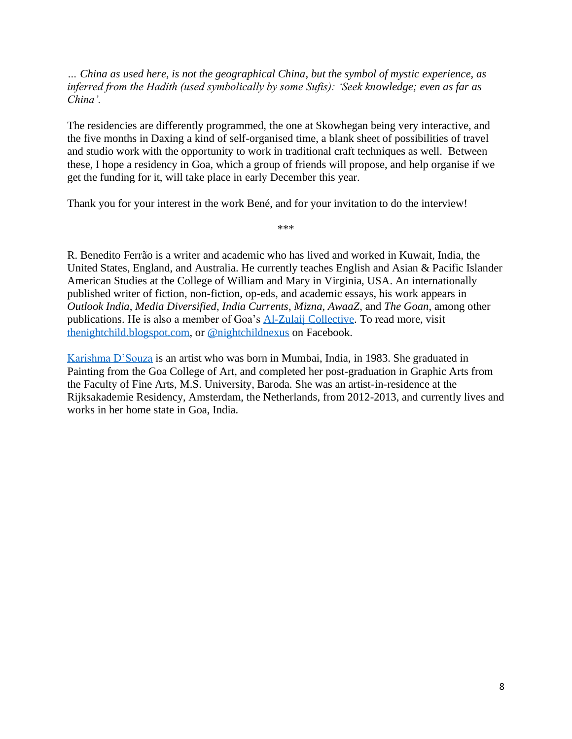*… China as used here, is not the geographical China, but the symbol of mystic experience, as inferred from the Hadith (used symbolically by some Sufis): 'Seek knowledge; even as far as China'.*

The residencies are differently programmed, the one at Skowhegan being very interactive, and the five months in Daxing a kind of self-organised time, a blank sheet of possibilities of travel and studio work with the opportunity to work in traditional craft techniques as well. Between these, I hope a residency in Goa, which a group of friends will propose, and help organise if we get the funding for it, will take place in early December this year.

Thank you for your interest in the work Bené, and for your invitation to do the interview!

\*\*\*

R. Benedito Ferrão is a writer and academic who has lived and worked in Kuwait, India, the United States, England, and Australia. He currently teaches English and Asian & Pacific Islander American Studies at the College of William and Mary in Virginia, USA. An internationally published writer of fiction, non-fiction, op-eds, and academic essays, his work appears in *Outlook India*, *Media Diversified*, *India Currents*, *Mizna*, *AwaaZ*, and *The Goan*, among other publications. He is also a member of Goa's [Al-Zulaij Collective](). To read more, visit [thenightchild.blogspot.com](), or [@nightchildnexus]() on Facebook.

[Karishma D'Souza]() is an artist who was born in Mumbai, India, in 1983. She graduated in Painting from the Goa College of Art, and completed her post-graduation in Graphic Arts from the Faculty of Fine Arts, M.S. University, Baroda. She was an artist-in-residence at the Rijksakademie Residency, Amsterdam, the Netherlands, from 2012-2013, and currently lives and works in her home state in Goa, India.